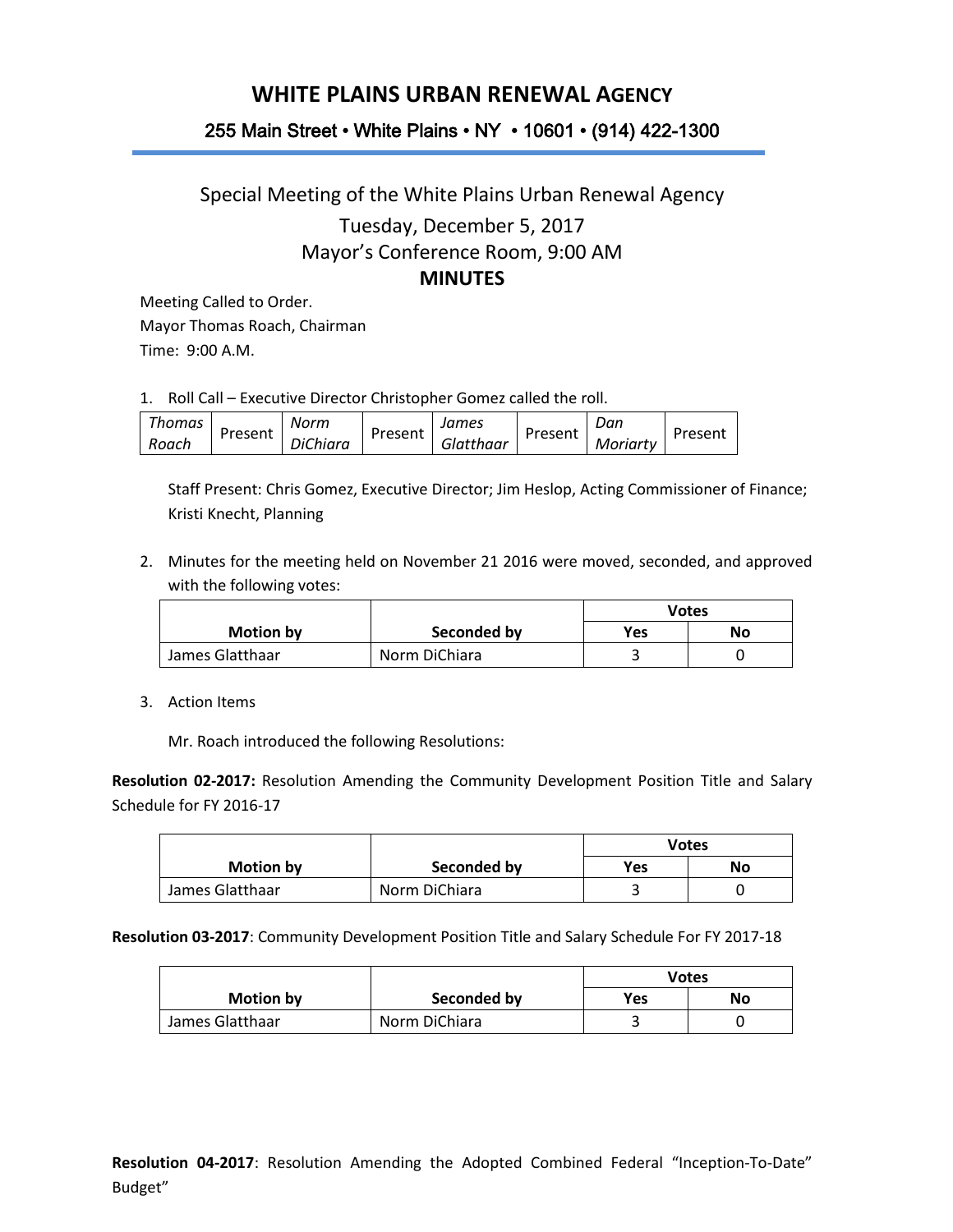# WHITE PLAINS URBAN RENEWAL AGENCY

### 255 Main Street • White Plains • NY • 10601 • (914) 422-1300

Special Meeting of the White Plains Urban Renewal Agency

Tuesday, December 5, 2017

Mayor's Conference Room, 9:00 AM

**MINUTES**

Meeting Called to Order.
Mayor Thomas Roach, Chairman
Time: 9:00 A.M.

1. Roll Call – Executive Director Christopher Gomez called the roll.

| *Thomas Roach* | Present | *Norm DiChiara* | Present | *James Glatthaar* | Present | *Dan Moriarty* | Present |
|---|---|---|---|---|---|---|---|

Staff Present: Chris Gomez, Executive Director; Jim Heslop, Acting Commissioner of Finance; Kristi Knecht, Planning

2. Minutes for the meeting held on November 21 2016 were moved, seconded, and approved with the following votes:

| Motion by | Seconded by | Votes | |
|---|---|---|---|
| | | **Yes** | **No** |
| James Glatthaar | Norm DiChiara | 3 | 0 |

3. Action Items

Mr. Roach introduced the following Resolutions:

**Resolution 02-2017:** Resolution Amending the Community Development Position Title and Salary Schedule for FY 2016-17

| Motion by | Seconded by | Votes | |
|---|---|---|---|
| | | **Yes** | **No** |
| James Glatthaar | Norm DiChiara | 3 | 0 |

**Resolution 03-2017**: Community Development Position Title and Salary Schedule For FY 2017-18

| Motion by | Seconded by | Votes | |
|---|---|---|---|
| | | **Yes** | **No** |
| James Glatthaar | Norm DiChiara | 3 | 0 |

**Resolution 04-2017**: Resolution Amending the Adopted Combined Federal "Inception-To-Date" Budget"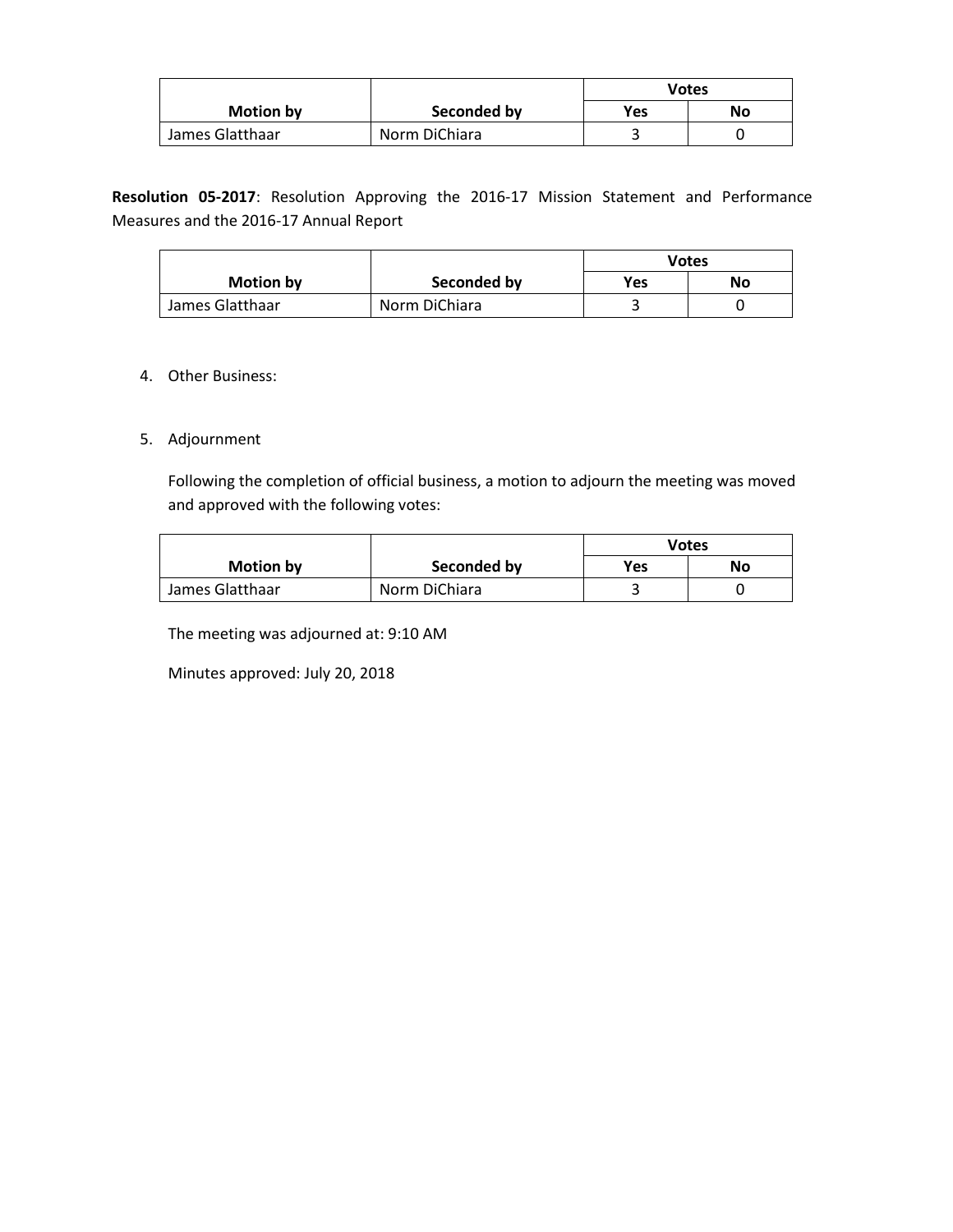| | | Votes | |
|---|---|---|---|
| **Motion by** | **Seconded by** | **Yes** | **No** |
| James Glatthaar | Norm DiChiara | 3 | 0 |

**Resolution 05-2017**: Resolution Approving the 2016-17 Mission Statement and Performance Measures and the 2016-17 Annual Report

| | | Votes | |
|---|---|---|---|
| **Motion by** | **Seconded by** | **Yes** | **No** |
| James Glatthaar | Norm DiChiara | 3 | 0 |

4. Other Business:

5. Adjournment

   Following the completion of official business, a motion to adjourn the meeting was moved and approved with the following votes:

| | | Votes | |
|---|---|---|---|
| **Motion by** | **Seconded by** | **Yes** | **No** |
| James Glatthaar | Norm DiChiara | 3 | 0 |

The meeting was adjourned at: 9:10 AM

Minutes approved: July 20, 2018